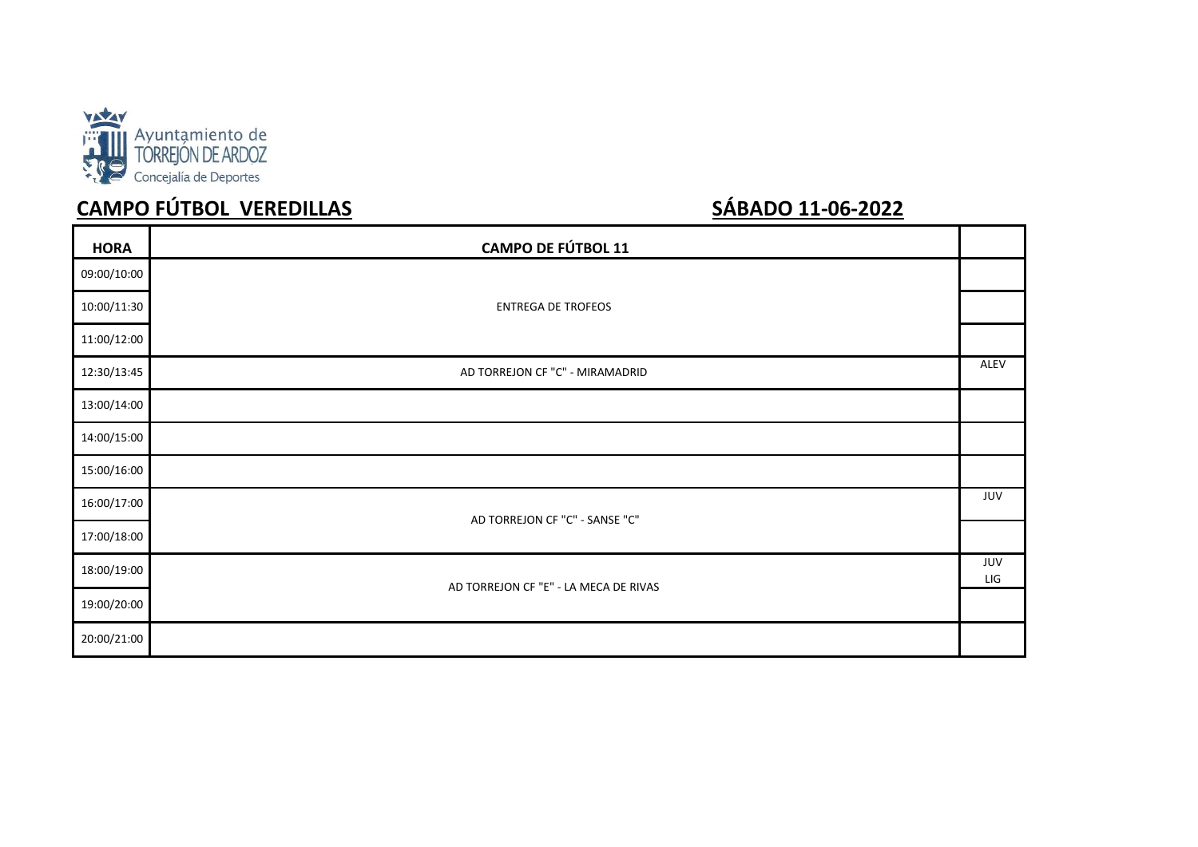Ayuntamiento de
TORREJÓN DE ARDOZ
Concejalía de Deportes

## CAMPO FÚTBOL VEREDILLAS

## SÁBADO 11-06-2022

| HORA | CAMPO DE FÚTBOL 11 | |
|---|---|---|
| 09:00/10:00 | | |
| 10:00/11:30 | ENTREGA DE TROFEOS | |
| 11:00/12:00 | | |
| 12:30/13:45 | AD TORREJON CF "C" - MIRAMADRID | ALEV |
| 13:00/14:00 | | |
| 14:00/15:00 | | |
| 15:00/16:00 | | |
| 16:00/17:00 | AD TORREJON CF "C" - SANSE "C" | JUV |
| 17:00/18:00 | | |
| 18:00/19:00 | AD TORREJON CF "E" - LA MECA DE RIVAS | JUV LIG |
| 19:00/20:00 | | |
| 20:00/21:00 | | |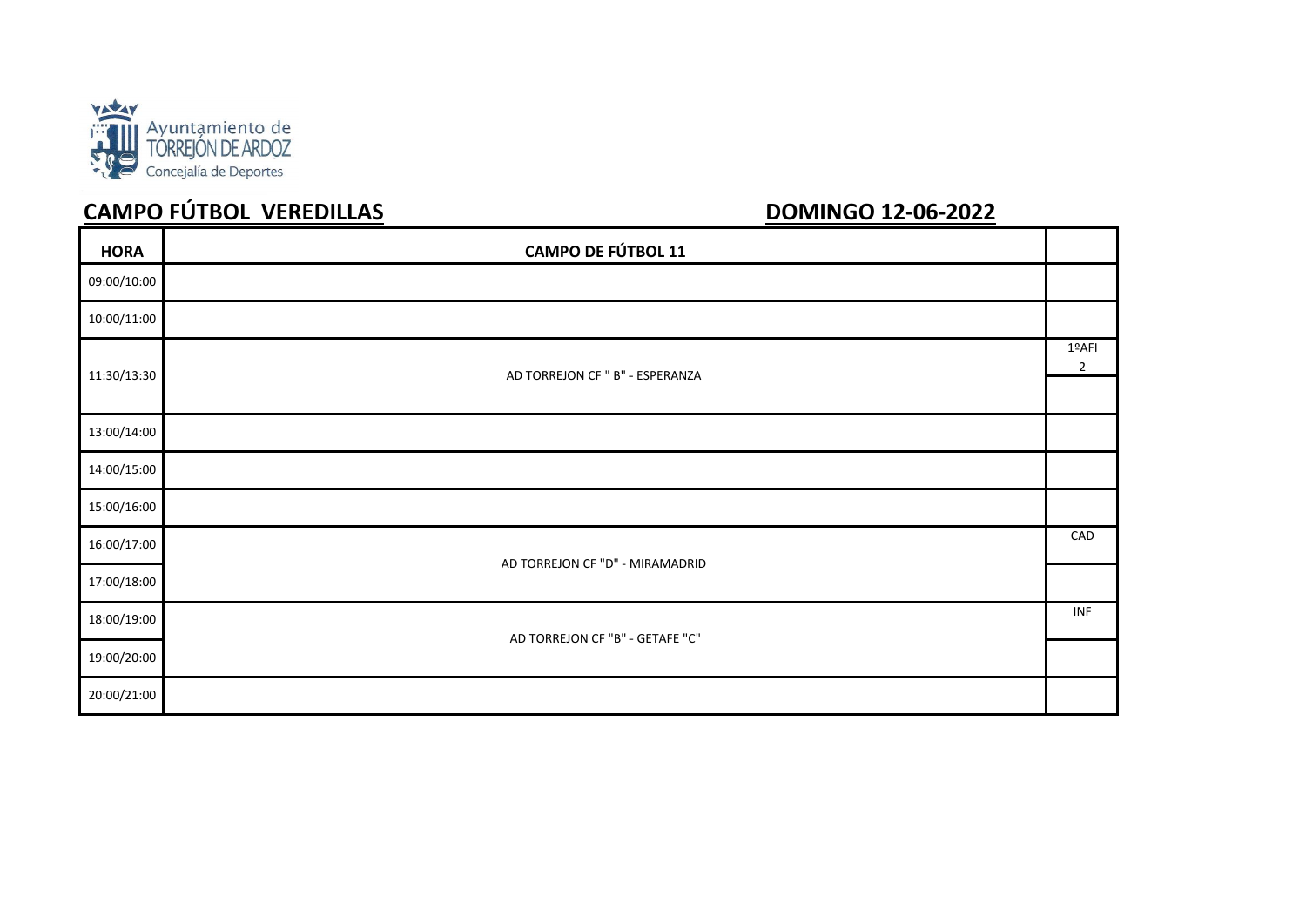Ayuntamiento de TORREJÓN DE ARDOZ
Concejalía de Deportes

## CAMPO FÚTBOL VEREDILLAS

## DOMINGO 12-06-2022

| HORA | CAMPO DE FÚTBOL 11 | |
|---|---|---|
| 09:00/10:00 | | |
| 10:00/11:00 | | |
| 11:30/13:30 | AD TORREJON CF " B" - ESPERANZA | 1ºAFI 2 |
| 13:00/14:00 | | |
| 14:00/15:00 | | |
| 15:00/16:00 | | |
| 16:00/17:00 | AD TORREJON CF "D" - MIRAMADRID | CAD |
| 17:00/18:00 | | |
| 18:00/19:00 | AD TORREJON CF "B" - GETAFE "C" | INF |
| 19:00/20:00 | | |
| 20:00/21:00 | | |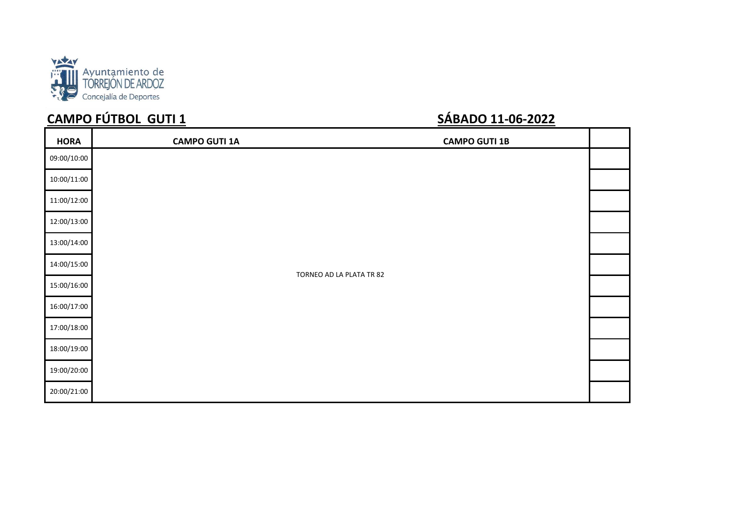Ayuntamiento de TORREJÓN DE ARDOZ
Concejalía de Deportes

## CAMPO FÚTBOL GUTI 1

## SÁBADO 11-06-2022

| HORA | CAMPO GUTI 1A | CAMPO GUTI 1B | |
|---|---|---|---|
| 09:00/10:00 | TORNEO AD LA PLATA TR 82 | | |
| 10:00/11:00 | | | |
| 11:00/12:00 | | | |
| 12:00/13:00 | | | |
| 13:00/14:00 | | | |
| 14:00/15:00 | | | |
| 15:00/16:00 | | | |
| 16:00/17:00 | | | |
| 17:00/18:00 | | | |
| 18:00/19:00 | | | |
| 19:00/20:00 | | | |
| 20:00/21:00 | | | |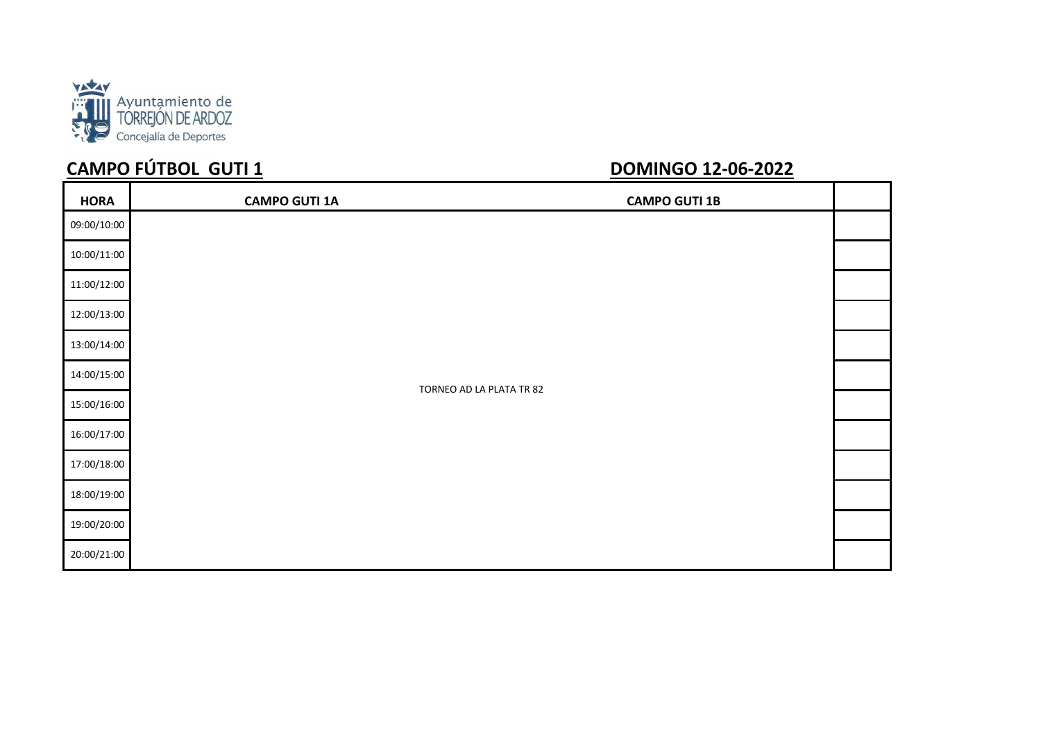Ayuntamiento de TORREJÓN DE ARDOZ
Concejalía de Deportes

## CAMPO FÚTBOL GUTI 1

## DOMINGO 12-06-2022

| HORA | CAMPO GUTI 1A | CAMPO GUTI 1B | |
|---|---|---|---|
| 09:00/10:00 | TORNEO AD LA PLATA TR 82 | | |
| 10:00/11:00 | | | |
| 11:00/12:00 | | | |
| 12:00/13:00 | | | |
| 13:00/14:00 | | | |
| 14:00/15:00 | | | |
| 15:00/16:00 | | | |
| 16:00/17:00 | | | |
| 17:00/18:00 | | | |
| 18:00/19:00 | | | |
| 19:00/20:00 | | | |
| 20:00/21:00 | | | |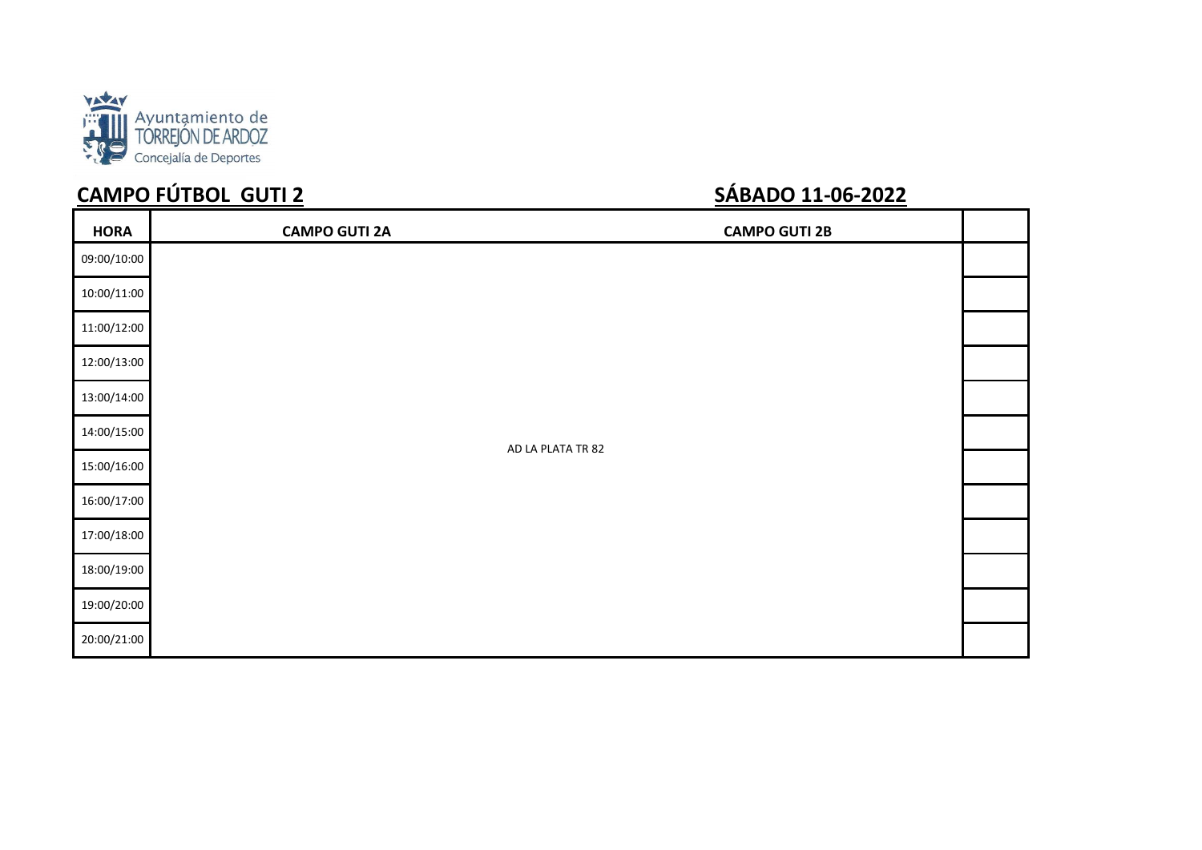Ayuntamiento de TORREJÓN DE ARDOZ
Concejalía de Deportes

## CAMPO FÚTBOL GUTI 2

## SÁBADO 11-06-2022

| HORA | CAMPO GUTI 2A | CAMPO GUTI 2B | |
|---|---|---|---|
| 09:00/10:00 | | | |
| 10:00/11:00 | | | |
| 11:00/12:00 | | | |
| 12:00/13:00 | | | |
| 13:00/14:00 | | | |
| 14:00/15:00 | AD LA PLATA TR 82 | | |
| 15:00/16:00 | | | |
| 16:00/17:00 | | | |
| 17:00/18:00 | | | |
| 18:00/19:00 | | | |
| 19:00/20:00 | | | |
| 20:00/21:00 | | | |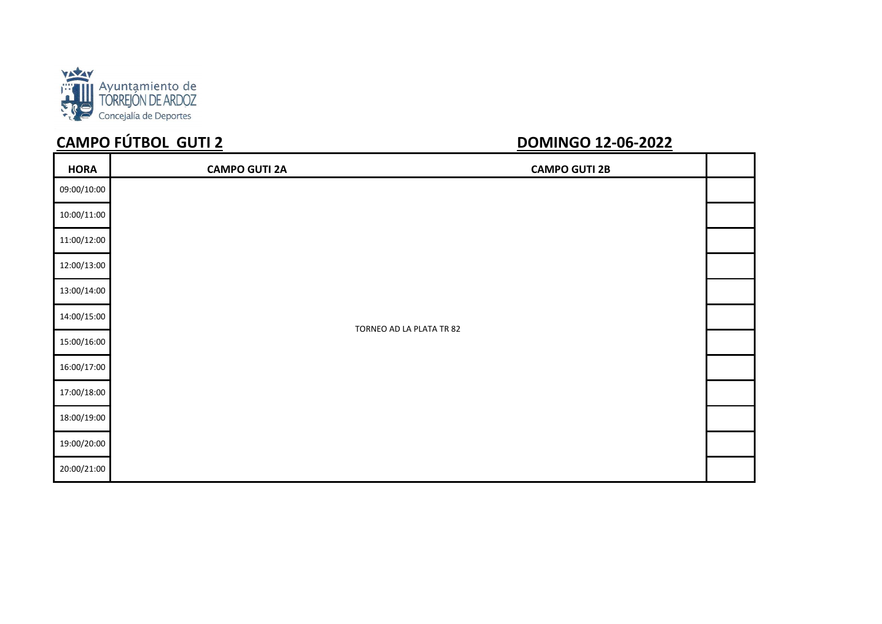Ayuntamiento de TORREJÓN DE ARDOZ
Concejalía de Deportes

## CAMPO FÚTBOL GUTI 2

## DOMINGO 12-06-2022

| HORA | CAMPO GUTI 2A | CAMPO GUTI 2B | |
|---|---|---|---|
| 09:00/10:00 | | | |
| 10:00/11:00 | | | |
| 11:00/12:00 | | | |
| 12:00/13:00 | | | |
| 13:00/14:00 | | | |
| 14:00/15:00 | TORNEO AD LA PLATA TR 82 | | |
| 15:00/16:00 | | | |
| 16:00/17:00 | | | |
| 17:00/18:00 | | | |
| 18:00/19:00 | | | |
| 19:00/20:00 | | | |
| 20:00/21:00 | | | |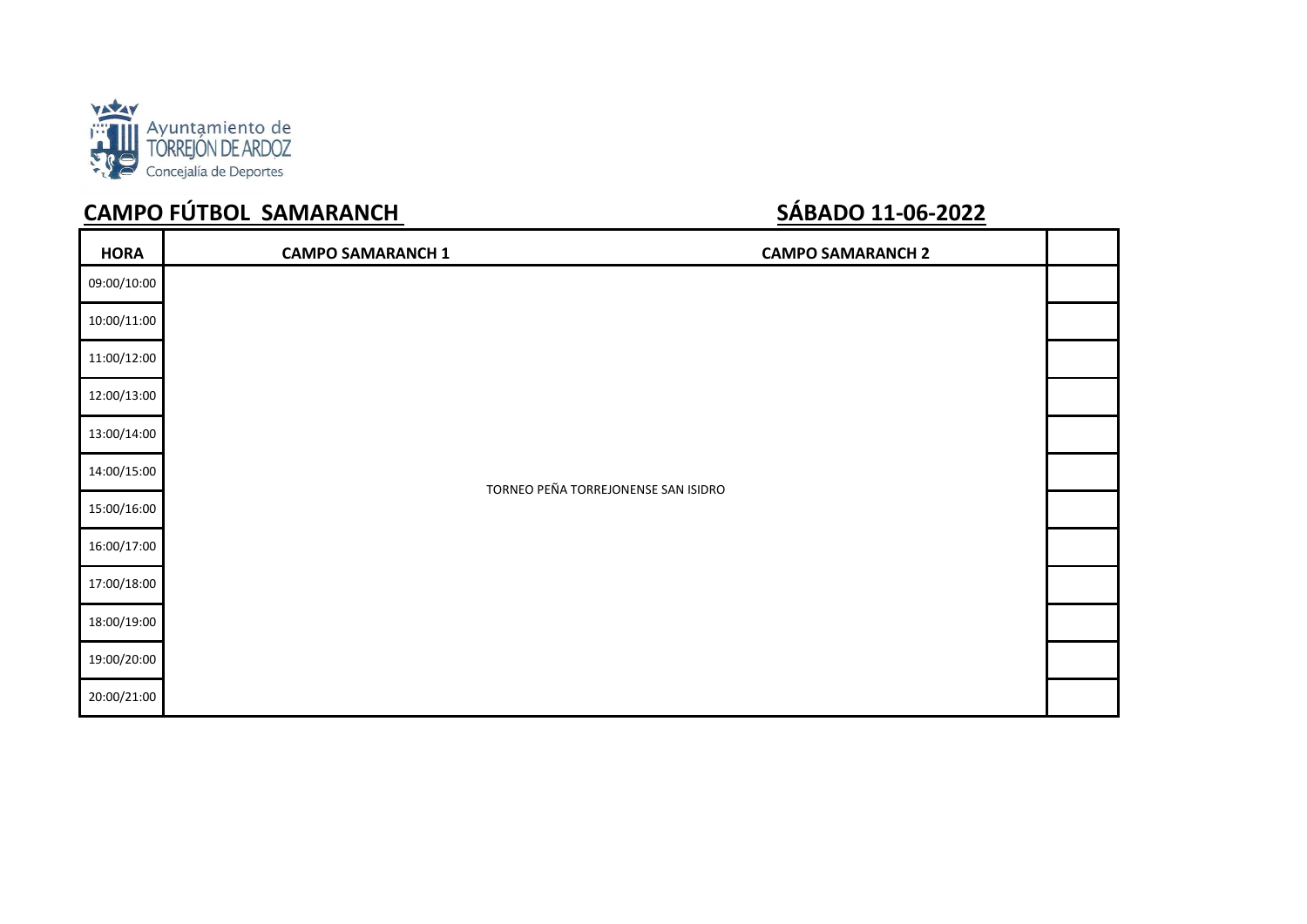Ayuntamiento de TORREJÓN DE ARDOZ
Concejalía de Deportes

## CAMPO FÚTBOL SAMARANCH

## SÁBADO 11-06-2022

| HORA | CAMPO SAMARANCH 1 | CAMPO SAMARANCH 2 | |
|---|---|---|---|
| 09:00/10:00 | | | |
| 10:00/11:00 | | | |
| 11:00/12:00 | | | |
| 12:00/13:00 | | | |
| 13:00/14:00 | | | |
| 14:00/15:00 | TORNEO PEÑA TORREJONENSE SAN ISIDRO | | |
| 15:00/16:00 | | | |
| 16:00/17:00 | | | |
| 17:00/18:00 | | | |
| 18:00/19:00 | | | |
| 19:00/20:00 | | | |
| 20:00/21:00 | | | |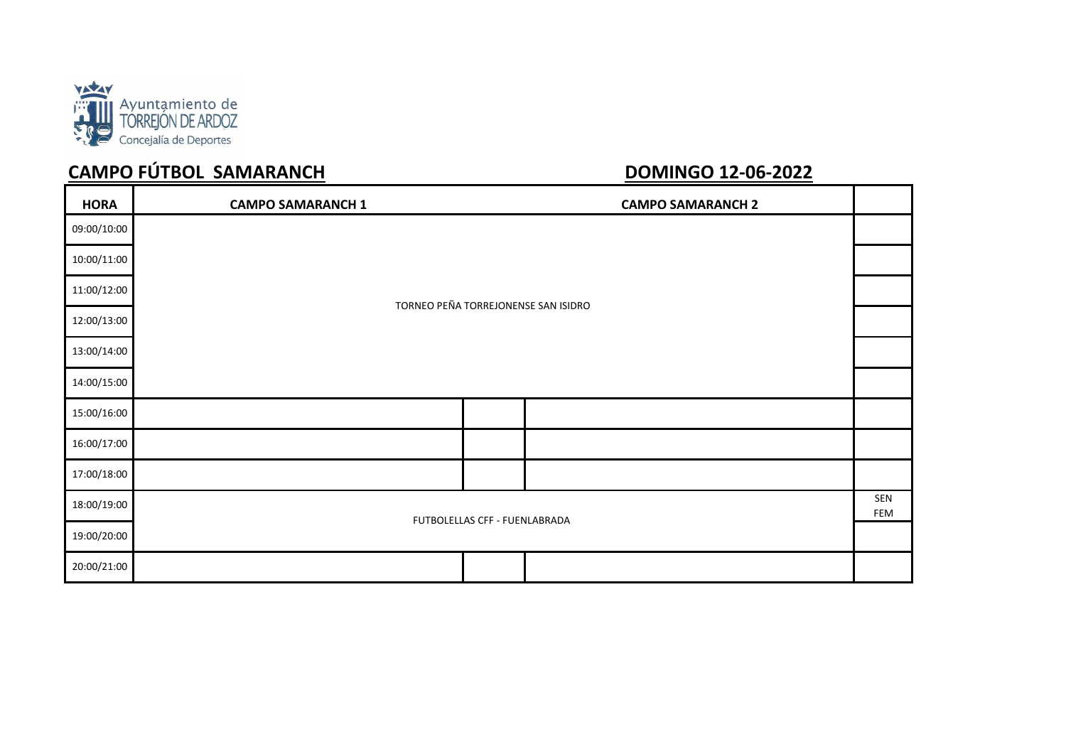Ayuntamiento de TORREJÓN DE ARDOZ
Concejalía de Deportes

## CAMPO FÚTBOL SAMARANCH

## DOMINGO 12-06-2022

| HORA | CAMPO SAMARANCH 1 | | CAMPO SAMARANCH 2 | |
|---|---|---|---|---|
| 09:00/10:00 | TORNEO PEÑA TORREJONENSE SAN ISIDRO | | | |
| 10:00/11:00 | | | | |
| 11:00/12:00 | | | | |
| 12:00/13:00 | | | | |
| 13:00/14:00 | | | | |
| 14:00/15:00 | | | | |
| 15:00/16:00 | | | | |
| 16:00/17:00 | | | | |
| 17:00/18:00 | | | | |
| 18:00/19:00 | FUTBOLELLAS CFF - FUENLABRADA | | | SEN FEM |
| 19:00/20:00 | | | | |
| 20:00/21:00 | | | | |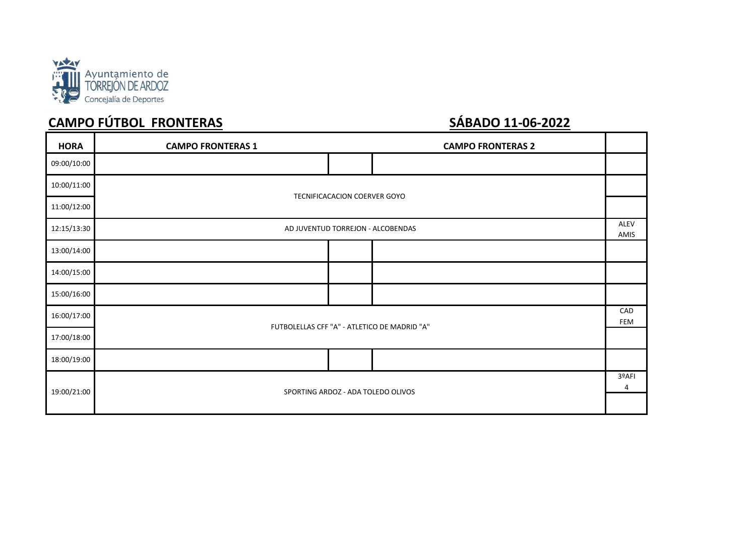Ayuntamiento de TORREJÓN DE ARDOZ
Concejalía de Deportes

## CAMPO FÚTBOL FRONTERAS

## SÁBADO 11-06-2022

| HORA | CAMPO FRONTERAS 1 | | CAMPO FRONTERAS 2 | |
|---|---|---|---|---|
| 09:00/10:00 | | | | |
| 10:00/11:00 | TECNIFICACACION COERVER GOYO | | | |
| 11:00/12:00 | | | | |
| 12:15/13:30 | AD JUVENTUD TORREJON - ALCOBENDAS | | | ALEV AMIS |
| 13:00/14:00 | | | | |
| 14:00/15:00 | | | | |
| 15:00/16:00 | | | | |
| 16:00/17:00 | FUTBOLELLAS CFF "A" - ATLETICO DE MADRID "A" | | | CAD FEM |
| 17:00/18:00 | | | | |
| 18:00/19:00 | | | | |
| 19:00/21:00 | SPORTING ARDOZ - ADA TOLEDO OLIVOS | | | 3ºAFI 4 |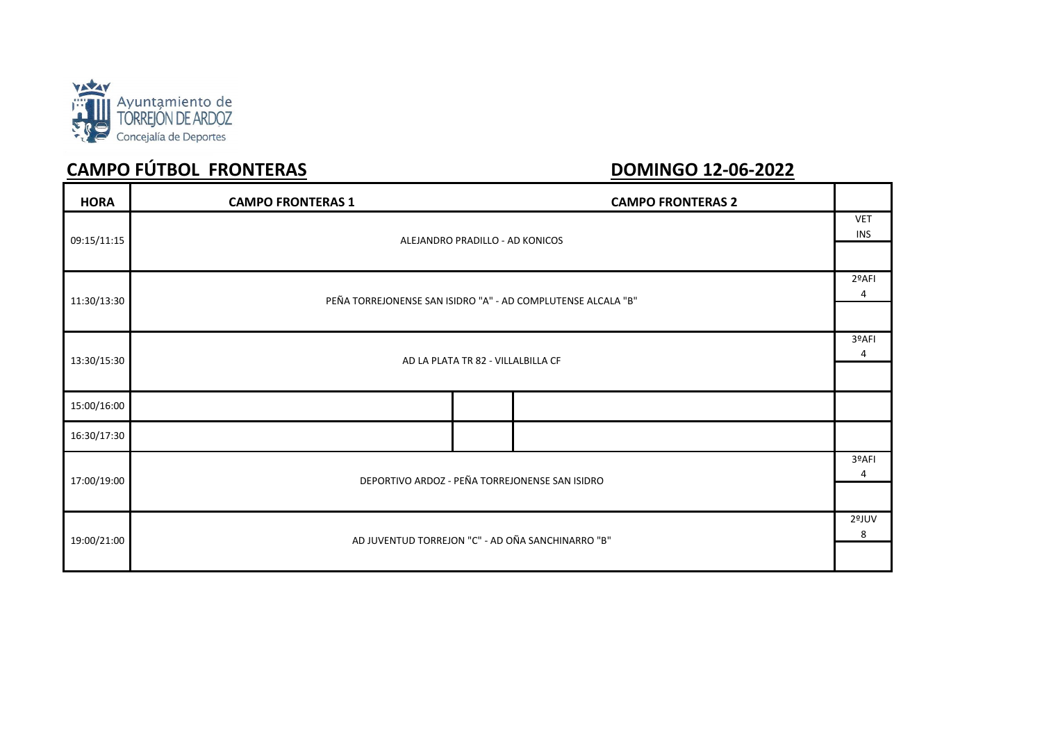Ayuntamiento de TORREJÓN DE ARDOZ
Concejalía de Deportes

## CAMPO FÚTBOL FRONTERAS

## DOMINGO 12-06-2022

| HORA | CAMPO FRONTERAS 1 | | CAMPO FRONTERAS 2 | |
|---|---|---|---|---|
| 09:15/11:15 | ALEJANDRO PRADILLO - AD KONICOS | | | VET INS |
| 11:30/13:30 | PEÑA TORREJONENSE SAN ISIDRO "A" - AD COMPLUTENSE ALCALA "B" | | | 2ºAFI 4 |
| 13:30/15:30 | AD LA PLATA TR 82 - VILLALBILLA CF | | | 3ºAFI 4 |
| 15:00/16:00 | | | | |
| 16:30/17:30 | | | | |
| 17:00/19:00 | DEPORTIVO ARDOZ - PEÑA TORREJONENSE SAN ISIDRO | | | 3ºAFI 4 |
| 19:00/21:00 | AD JUVENTUD TORREJON "C" - AD OÑA SANCHINARRO "B" | | | 2ºJUV 8 |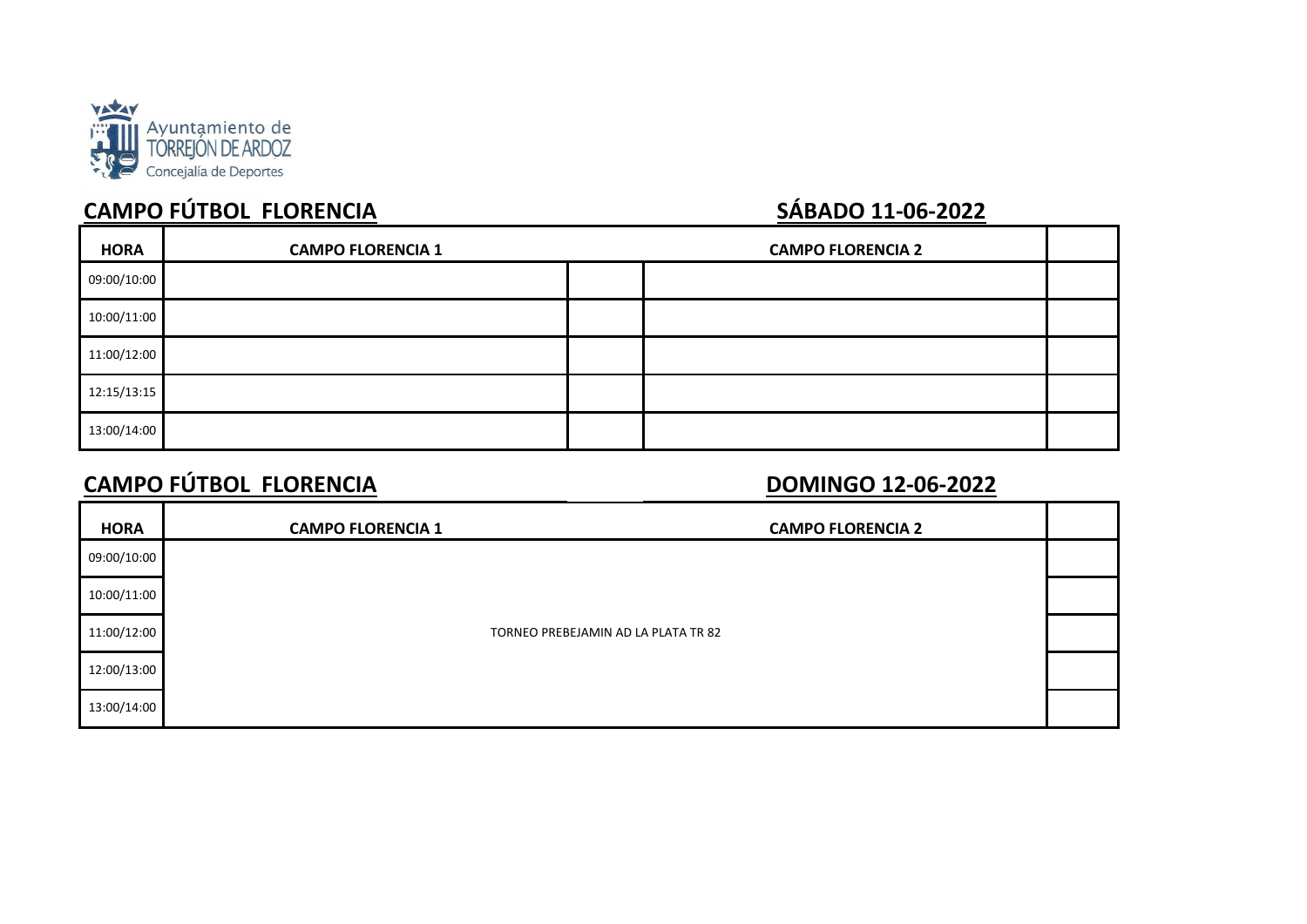Ayuntamiento de TORREJÓN DE ARDOZ
Concejalía de Deportes

## CAMPO FÚTBOL FLORENCIA — SÁBADO 11-06-2022

| HORA | CAMPO FLORENCIA 1 | | CAMPO FLORENCIA 2 | |
|---|---|---|---|---|
| 09:00/10:00 | | | | |
| 10:00/11:00 | | | | |
| 11:00/12:00 | | | | |
| 12:15/13:15 | | | | |
| 13:00/14:00 | | | | |

## CAMPO FÚTBOL FLORENCIA — DOMINGO 12-06-2022

| HORA | CAMPO FLORENCIA 1 | CAMPO FLORENCIA 2 | |
|---|---|---|---|
| 09:00/10:00 | TORNEO PREBEJAMIN AD LA PLATA TR 82 | | |
| 10:00/11:00 | | | |
| 11:00/12:00 | | | |
| 12:00/13:00 | | | |
| 13:00/14:00 | | | |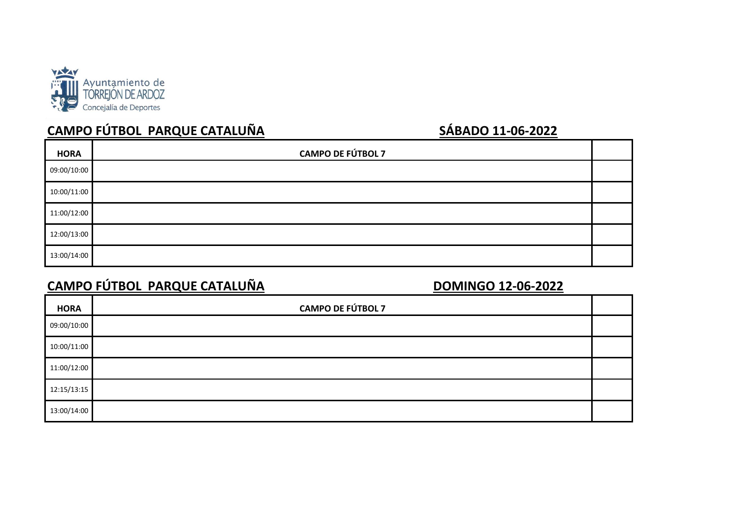Ayuntamiento de
TORREJÓN DE ARDOZ
Concejalía de Deportes

## CAMPO FÚTBOL PARQUE CATALUÑA — SÁBADO 11-06-2022

| HORA | CAMPO DE FÚTBOL 7 | |
|---|---|---|
| 09:00/10:00 | | |
| 10:00/11:00 | | |
| 11:00/12:00 | | |
| 12:00/13:00 | | |
| 13:00/14:00 | | |

## CAMPO FÚTBOL PARQUE CATALUÑA — DOMINGO 12-06-2022

| HORA | CAMPO DE FÚTBOL 7 | |
|---|---|---|
| 09:00/10:00 | | |
| 10:00/11:00 | | |
| 11:00/12:00 | | |
| 12:15/13:15 | | |
| 13:00/14:00 | | |